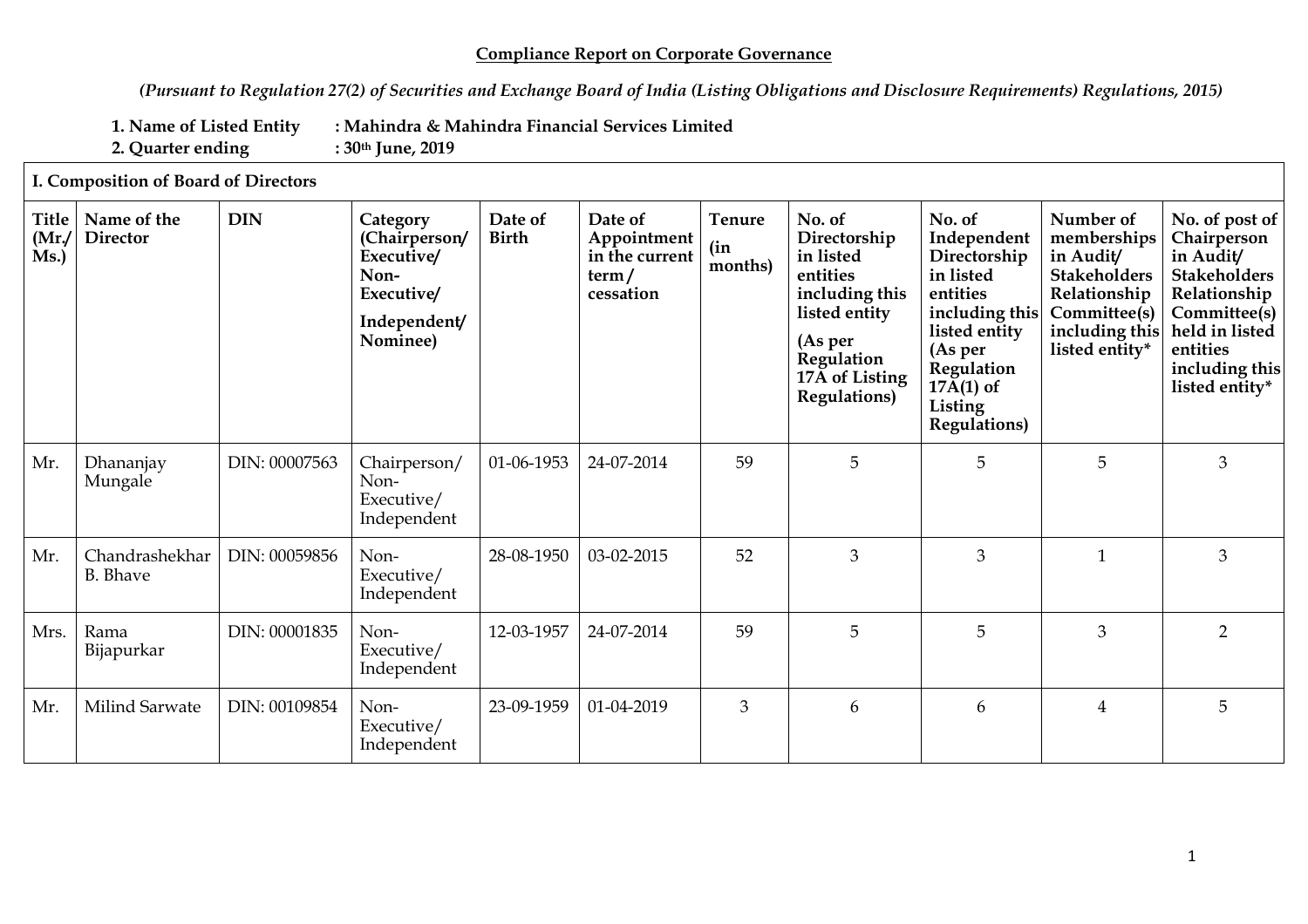**Compliance Report on Corporate Governance**

*(Pursuant to Regulation 27(2) of Securities and Exchange Board of India (Listing Obligations and Disclosure Requirements) Regulations, 2015)*

**1. Name of Listed Entity : Mahindra & Mahindra Financial Services Limited**

**2. Quarter ending : 30th June, 2019**

**I. Composition of Board of Directors**

| Title (Mr./ Ms.) | Name of the Director | DIN | Category (Chairperson/ Executive/ Non-Executive/ Independent/ Nominee) | Date of Birth | Date of Appointment in the current term / cessation | Tenure (in months) | No. of Directorship in listed entities including this listed entity (As per Regulation 17A of Listing Regulations) | No. of Independent Directorship in listed entities including this listed entity (As per Regulation 17A(1) of Listing Regulations) | Number of memberships in Audit/ Stakeholders Relationship Committee(s) including this listed entity* | No. of post of Chairperson in Audit/ Stakeholders Relationship Committee(s) held in listed entities including this listed entity* |
|---|---|---|---|---|---|---|---|---|---|---|
| Mr. | Dhananjay Mungale | DIN: 00007563 | Chairperson/ Non-Executive/ Independent | 01-06-1953 | 24-07-2014 | 59 | 5 | 5 | 5 | 3 |
| Mr. | Chandrashekhar B. Bhave | DIN: 00059856 | Non-Executive/ Independent | 28-08-1950 | 03-02-2015 | 52 | 3 | 3 | 1 | 3 |
| Mrs. | Rama Bijapurkar | DIN: 00001835 | Non-Executive/ Independent | 12-03-1957 | 24-07-2014 | 59 | 5 | 5 | 3 | 2 |
| Mr. | Milind Sarwate | DIN: 00109854 | Non-Executive/ Independent | 23-09-1959 | 01-04-2019 | 3 | 6 | 6 | 4 | 5 |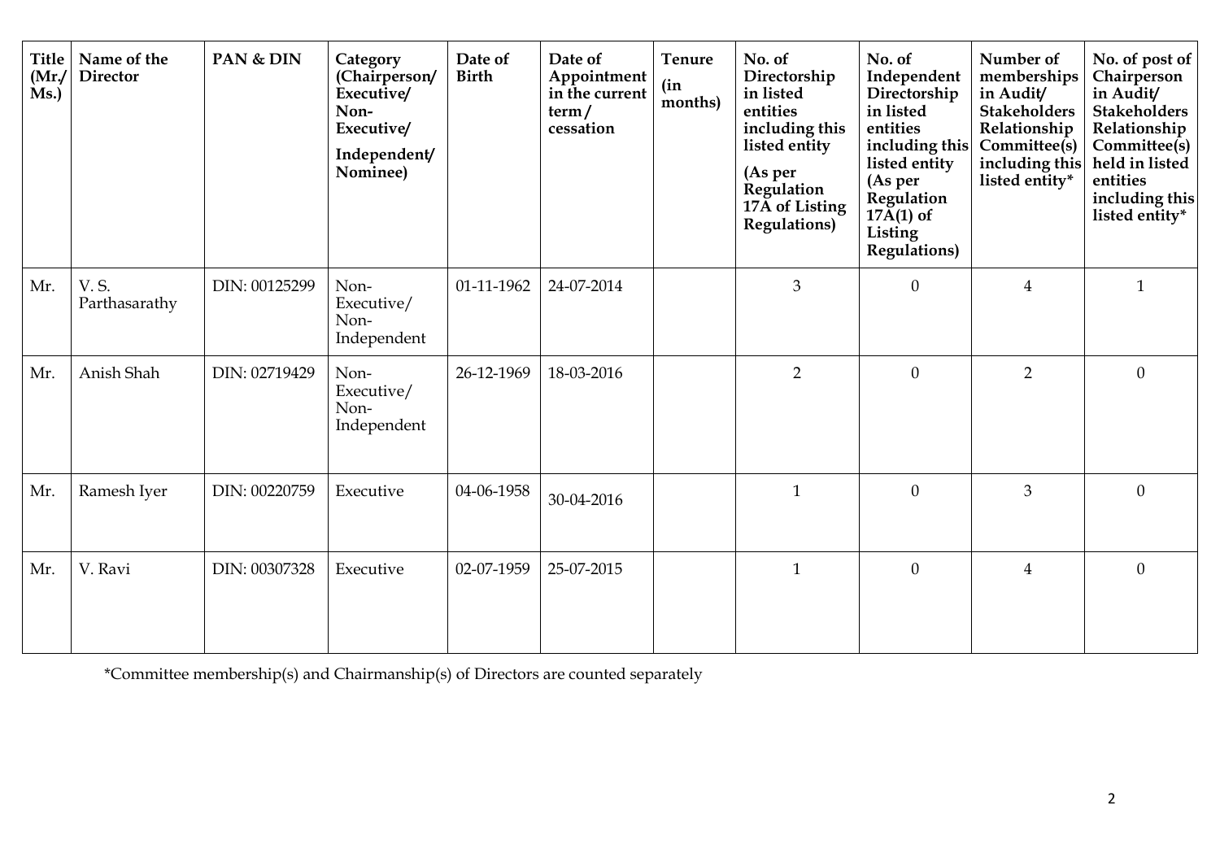| Title (Mr./ Ms.) | Name of the Director | PAN & DIN | Category (Chairperson/ Executive/ Non-Executive/ Independent/ Nominee) | Date of Birth | Date of Appointment in the current term / cessation | Tenure (in months) | No. of Directorship in listed entities including this listed entity (As per Regulation 17A of Listing Regulations) | No. of Independent Directorship in listed entities including this listed entity (As per Regulation 17A(1) of Listing Regulations) | Number of memberships in Audit/ Stakeholders Relationship Committee(s) including this listed entity* | No. of post of Chairperson in Audit/ Stakeholders Relationship Committee(s) held in listed entities including this listed entity* |
|---|---|---|---|---|---|---|---|---|---|---|
| Mr. | V. S. Parthasarathy | DIN: 00125299 | Non-Executive/ Non-Independent | 01-11-1962 | 24-07-2014 | | 3 | 0 | 4 | 1 |
| Mr. | Anish Shah | DIN: 02719429 | Non-Executive/ Non-Independent | 26-12-1969 | 18-03-2016 | | 2 | 0 | 2 | 0 |
| Mr. | Ramesh Iyer | DIN: 00220759 | Executive | 04-06-1958 | 30-04-2016 | | 1 | 0 | 3 | 0 |
| Mr. | V. Ravi | DIN: 00307328 | Executive | 02-07-1959 | 25-07-2015 | | 1 | 0 | 4 | 0 |

*Committee membership(s) and Chairmanship(s) of Directors are counted separately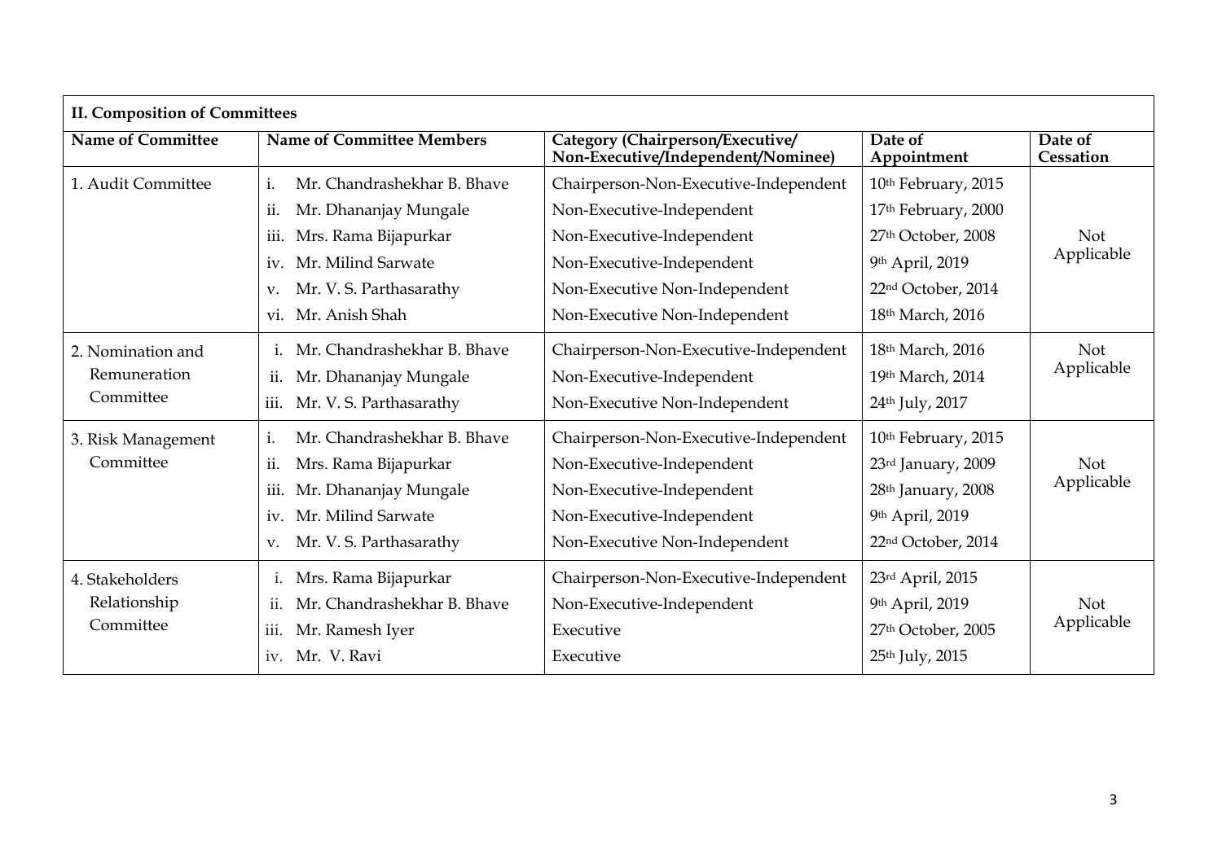| II. Composition of Committees | | | | |
|---|---|---|---|---|
| **Name of Committee** | **Name of Committee Members** | **Category (Chairperson/Executive/ Non-Executive/Independent/Nominee)** | **Date of Appointment** | **Date of Cessation** |
| 1. Audit Committee | i. Mr. Chandrashekhar B. Bhave | Chairperson-Non-Executive-Independent | 10th February, 2015 | Not Applicable |
| | ii. Mr. Dhananjay Mungale | Non-Executive-Independent | 17th February, 2000 | |
| | iii. Mrs. Rama Bijapurkar | Non-Executive-Independent | 27th October, 2008 | |
| | iv. Mr. Milind Sarwate | Non-Executive-Independent | 9th April, 2019 | |
| | v. Mr. V. S. Parthasarathy | Non-Executive Non-Independent | 22nd October, 2014 | |
| | vi. Mr. Anish Shah | Non-Executive Non-Independent | 18th March, 2016 | |
| 2. Nomination and Remuneration Committee | i. Mr. Chandrashekhar B. Bhave | Chairperson-Non-Executive-Independent | 18th March, 2016 | Not Applicable |
| | ii. Mr. Dhananjay Mungale | Non-Executive-Independent | 19th March, 2014 | |
| | iii. Mr. V. S. Parthasarathy | Non-Executive Non-Independent | 24th July, 2017 | |
| 3. Risk Management Committee | i. Mr. Chandrashekhar B. Bhave | Chairperson-Non-Executive-Independent | 10th February, 2015 | Not Applicable |
| | ii. Mrs. Rama Bijapurkar | Non-Executive-Independent | 23rd January, 2009 | |
| | iii. Mr. Dhananjay Mungale | Non-Executive-Independent | 28th January, 2008 | |
| | iv. Mr. Milind Sarwate | Non-Executive-Independent | 9th April, 2019 | |
| | v. Mr. V. S. Parthasarathy | Non-Executive Non-Independent | 22nd October, 2014 | |
| 4. Stakeholders Relationship Committee | i. Mrs. Rama Bijapurkar | Chairperson-Non-Executive-Independent | 23rd April, 2015 | Not Applicable |
| | ii. Mr. Chandrashekhar B. Bhave | Non-Executive-Independent | 9th April, 2019 | |
| | iii. Mr. Ramesh Iyer | Executive | 27th October, 2005 | |
| | iv. Mr. V. Ravi | Executive | 25th July, 2015 | |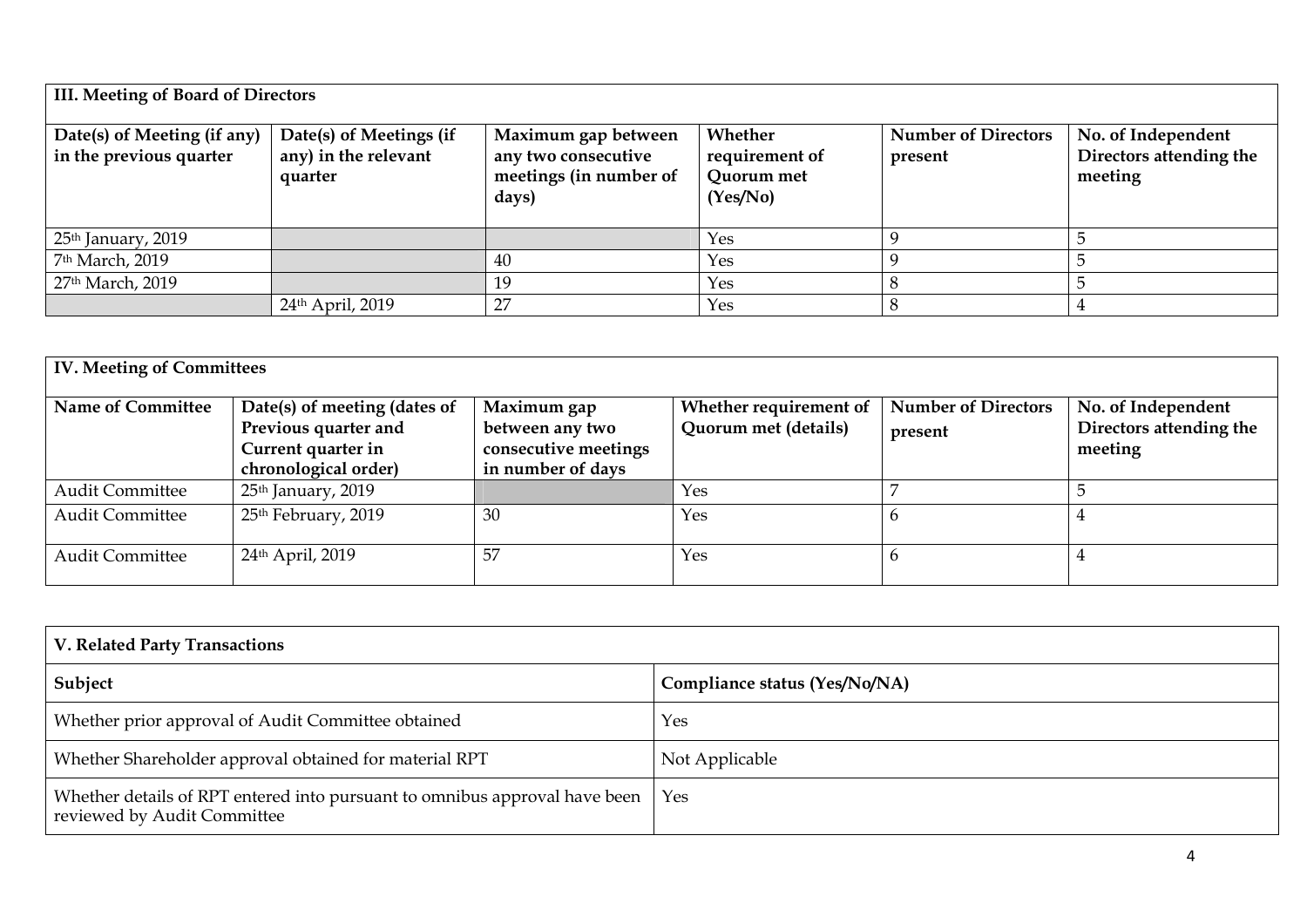| III. Meeting of Board of Directors | | | | | |
|---|---|---|---|---|---|
| Date(s) of Meeting (if any) in the previous quarter | Date(s) of Meetings (if any) in the relevant quarter | Maximum gap between any two consecutive meetings (in number of days) | Whether requirement of Quorum met (Yes/No) | Number of Directors present | No. of Independent Directors attending the meeting |
| 25th January, 2019 | | | Yes | 9 | 5 |
| 7th March, 2019 | | 40 | Yes | 9 | 5 |
| 27th March, 2019 | | 19 | Yes | 8 | 5 |
| | 24th April, 2019 | 27 | Yes | 8 | 4 |

| IV. Meeting of Committees | | | | | |
|---|---|---|---|---|---|
| Name of Committee | Date(s) of meeting (dates of Previous quarter and Current quarter in chronological order) | Maximum gap between any two consecutive meetings in number of days | Whether requirement of Quorum met (details) | Number of Directors present | No. of Independent Directors attending the meeting |
| Audit Committee | 25th January, 2019 | | Yes | 7 | 5 |
| Audit Committee | 25th February, 2019 | 30 | Yes | 6 | 4 |
| Audit Committee | 24th April, 2019 | 57 | Yes | 6 | 4 |

| V. Related Party Transactions | |
|---|---|
| Subject | Compliance status (Yes/No/NA) |
| Whether prior approval of Audit Committee obtained | Yes |
| Whether Shareholder approval obtained for material RPT | Not Applicable |
| Whether details of RPT entered into pursuant to omnibus approval have been reviewed by Audit Committee | Yes |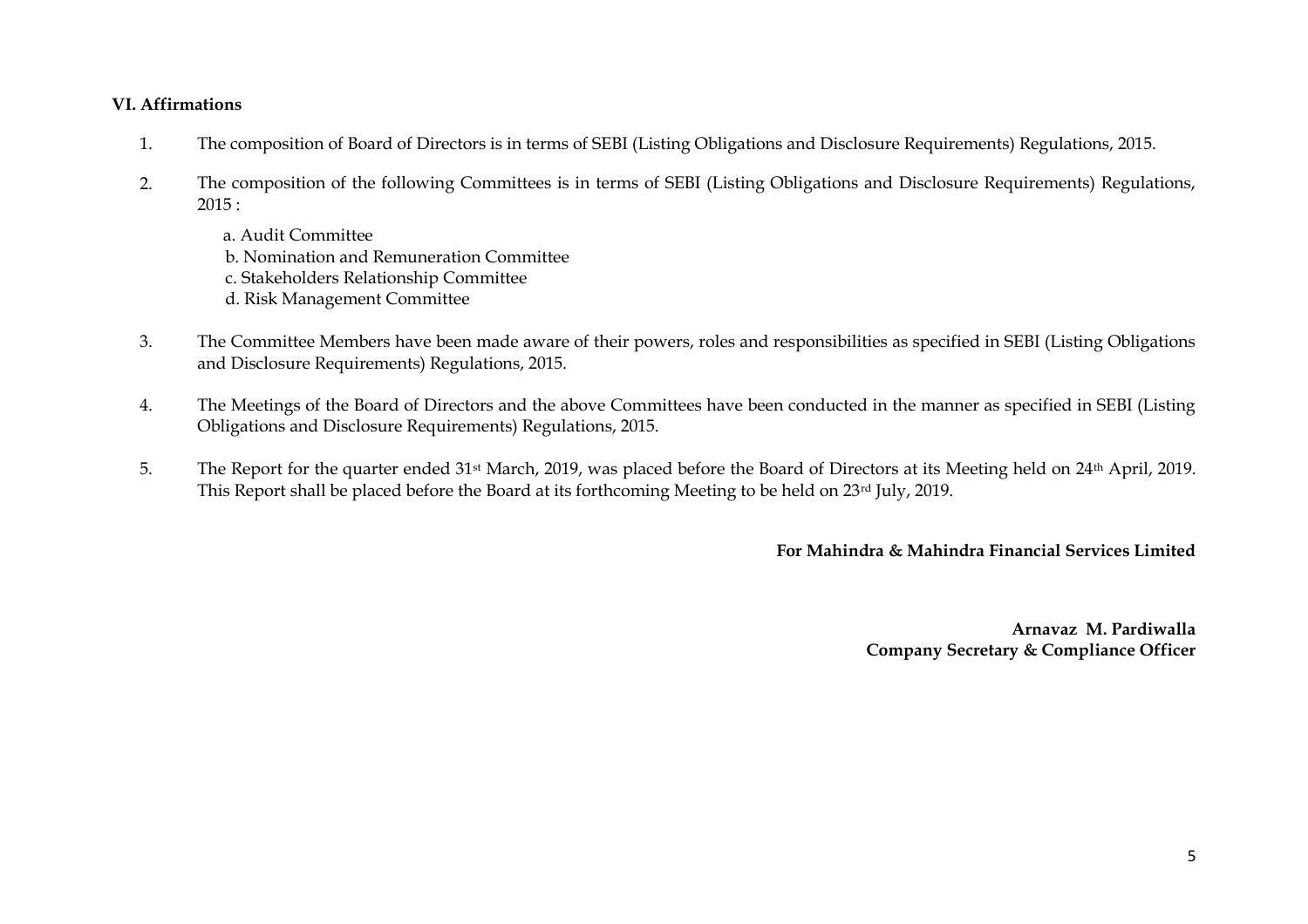**VI. Affirmations**

1. The composition of Board of Directors is in terms of SEBI (Listing Obligations and Disclosure Requirements) Regulations, 2015.

2. The composition of the following Committees is in terms of SEBI (Listing Obligations and Disclosure Requirements) Regulations, 2015 :

   a. Audit Committee
   b. Nomination and Remuneration Committee
   c. Stakeholders Relationship Committee
   d. Risk Management Committee

3. The Committee Members have been made aware of their powers, roles and responsibilities as specified in SEBI (Listing Obligations and Disclosure Requirements) Regulations, 2015.

4. The Meetings of the Board of Directors and the above Committees have been conducted in the manner as specified in SEBI (Listing Obligations and Disclosure Requirements) Regulations, 2015.

5. The Report for the quarter ended 31st March, 2019, was placed before the Board of Directors at its Meeting held on 24th April, 2019. This Report shall be placed before the Board at its forthcoming Meeting to be held on 23rd July, 2019.

**For Mahindra & Mahindra Financial Services Limited**

**Arnavaz M. Pardiwalla**
**Company Secretary & Compliance Officer**